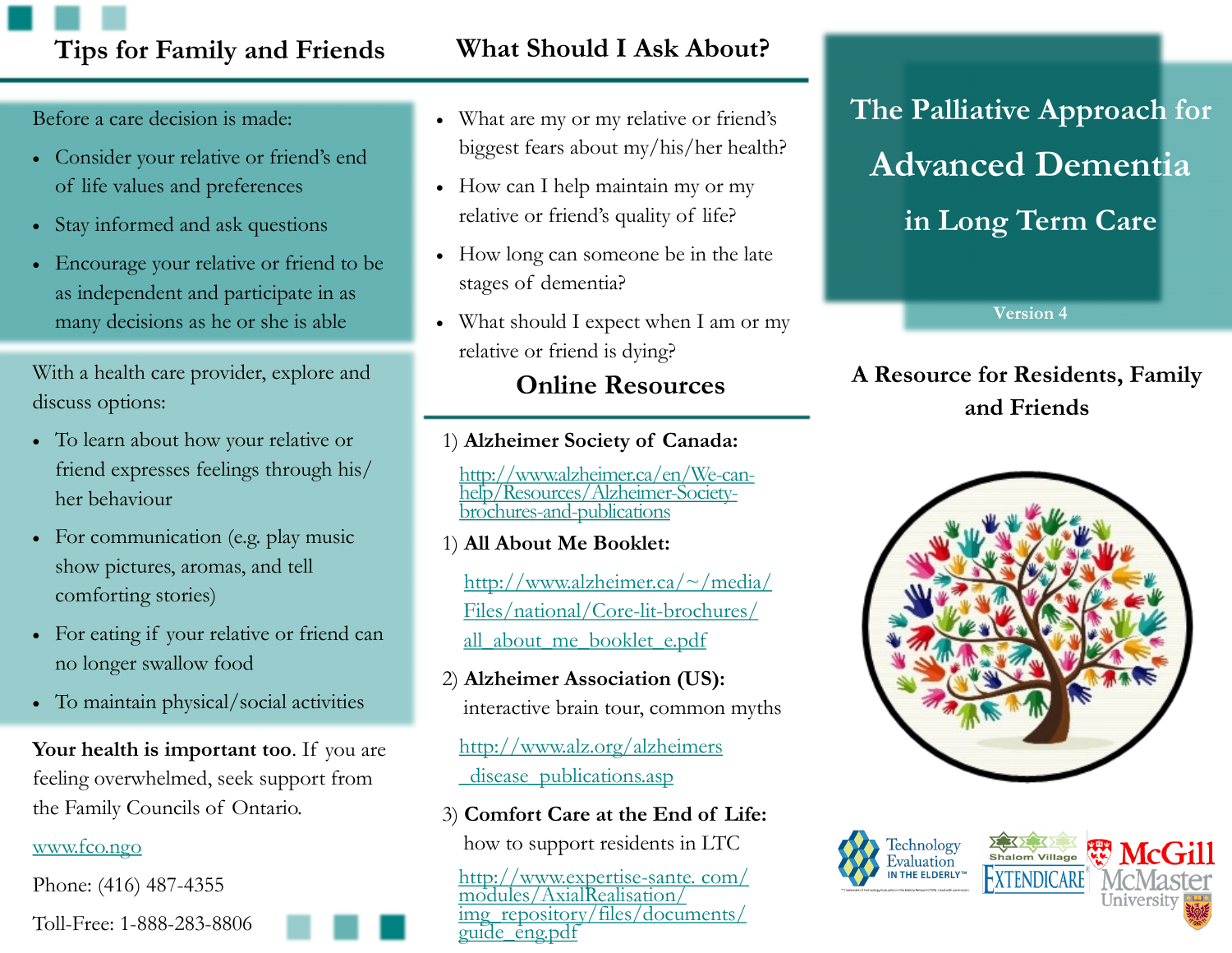## Tips for Family and Friends

Before a care decision is made:

- Consider your relative or friend's end of life values and preferences
- Stay informed and ask questions
- Encourage your relative or friend to be as independent and participate in as many decisions as he or she is able

With a health care provider, explore and discuss options:

- To learn about how your relative or friend expresses feelings through his/her behaviour
- For communication (e.g. play music show pictures, aromas, and tell comforting stories)
- For eating if your relative or friend can no longer swallow food
- To maintain physical/social activities

**Your health is important too**. If you are feeling overwhelmed, seek support from the Family Councils of Ontario.

www.fco.ngo

Phone: (416) 487-4355

Toll-Free: 1-888-283-8806

## What Should I Ask About?

- What are my or my relative or friend's biggest fears about my/his/her health?
- How can I help maintain my or my relative or friend's quality of life?
- How long can someone be in the late stages of dementia?
- What should I expect when I am or my relative or friend is dying?

## Online Resources

1) **Alzheimer Society of Canada:**

http://www.alzheimer.ca/en/We-can-help/Resources/Alzheimer-Society-brochures-and-publications

1) **All About Me Booklet:**

http://www.alzheimer.ca/~/media/Files/national/Core-lit-brochures/all_about_me_booklet_e.pdf

2) **Alzheimer Association (US):** interactive brain tour, common myths

http://www.alz.org/alzheimers_disease_publications.asp

3) **Comfort Care at the End of Life:** how to support residents in LTC

http://www.expertise-sante. com/modules/AxialRealisation/img_repository/files/documents/guide_eng.pdf

# The Palliative Approach for Advanced Dementia in Long Term Care

Version 4

**A Resource for Residents, Family and Friends**

Technology Evaluation IN THE ELDERLY™

Shalom Village

EXTENDICARE

McGill

McMaster University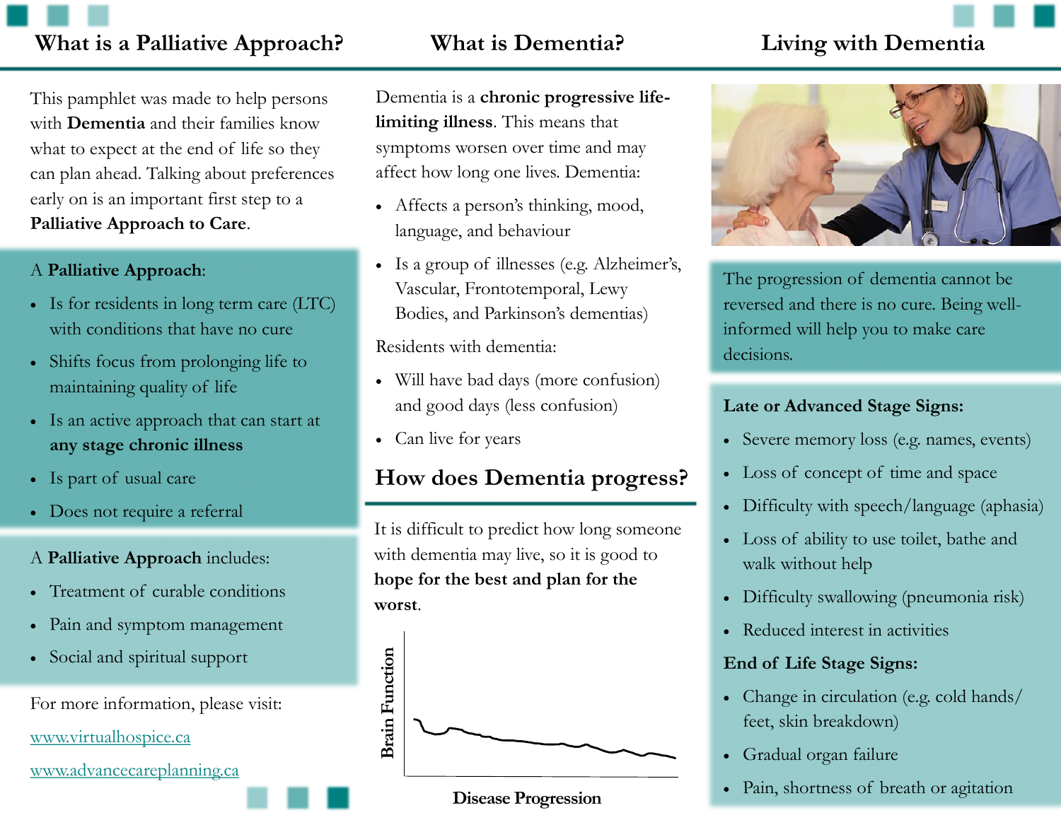## What is a Palliative Approach?

This pamphlet was made to help persons with **Dementia** and their families know what to expect at the end of life so they can plan ahead. Talking about preferences early on is an important first step to a **Palliative Approach to Care**.

A **Palliative Approach**:

- Is for residents in long term care (LTC) with conditions that have no cure
- Shifts focus from prolonging life to maintaining quality of life
- Is an active approach that can start at **any stage chronic illness**
- Is part of usual care
- Does not require a referral

A **Palliative Approach** includes:

- Treatment of curable conditions
- Pain and symptom management
- Social and spiritual support

For more information, please visit:

www.virtualhospice.ca

www.advancecareplanning.ca

## What is Dementia?

Dementia is a **chronic progressive life-limiting illness**. This means that symptoms worsen over time and may affect how long one lives. Dementia:

- Affects a person's thinking, mood, language, and behaviour
- Is a group of illnesses (e.g. Alzheimer's, Vascular, Frontotemporal, Lewy Bodies, and Parkinson's dementias)

Residents with dementia:

- Will have bad days (more confusion) and good days (less confusion)
- Can live for years

## How does Dementia progress?

It is difficult to predict how long someone with dementia may live, so it is good to **hope for the best and plan for the worst**.

Brain Function

Disease Progression

## Living with Dementia

The progression of dementia cannot be reversed and there is no cure. Being well-informed will help you to make care decisions.

**Late or Advanced Stage Signs:**

- Severe memory loss (e.g. names, events)
- Loss of concept of time and space
- Difficulty with speech/language (aphasia)
- Loss of ability to use toilet, bathe and walk without help
- Difficulty swallowing (pneumonia risk)
- Reduced interest in activities

**End of Life Stage Signs:**

- Change in circulation (e.g. cold hands/feet, skin breakdown)
- Gradual organ failure
- Pain, shortness of breath or agitation